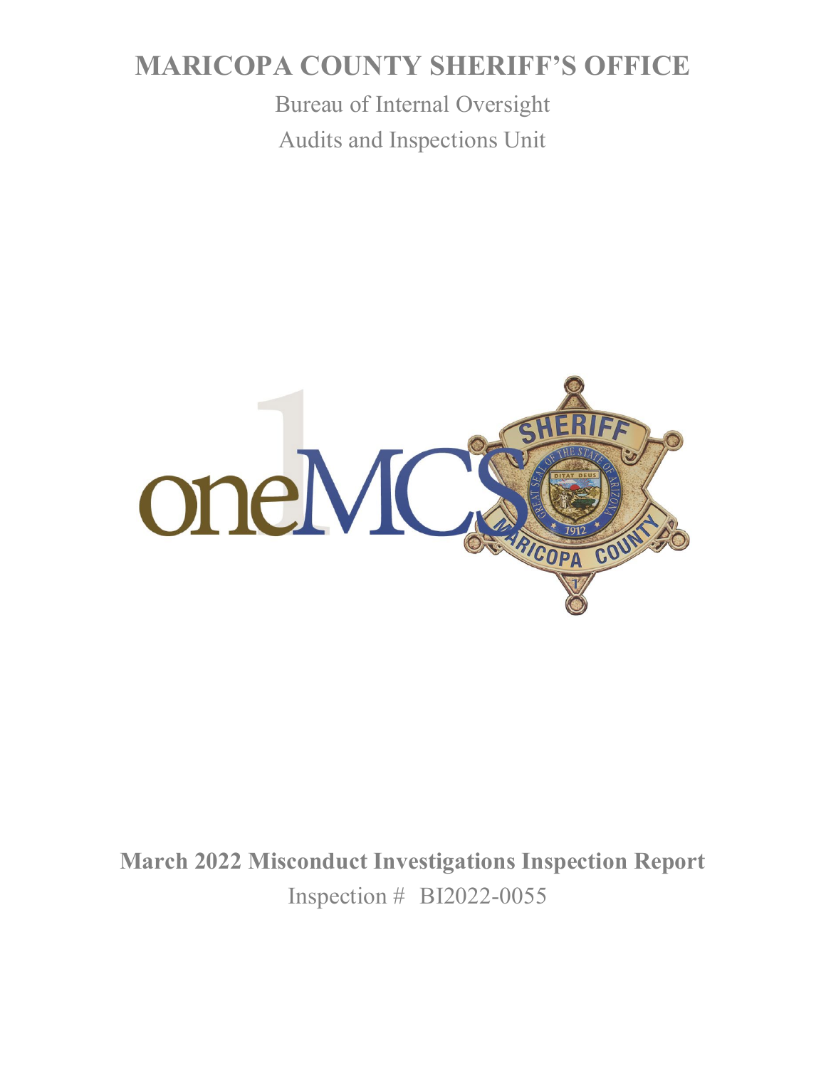# MARICOPA COUNTY SHERIFF'S OFFICE

Bureau of Internal Oversight

Audits and Inspections Unit

**March 2022 Misconduct Investigations Inspection Report**

Inspection # BI2022-0055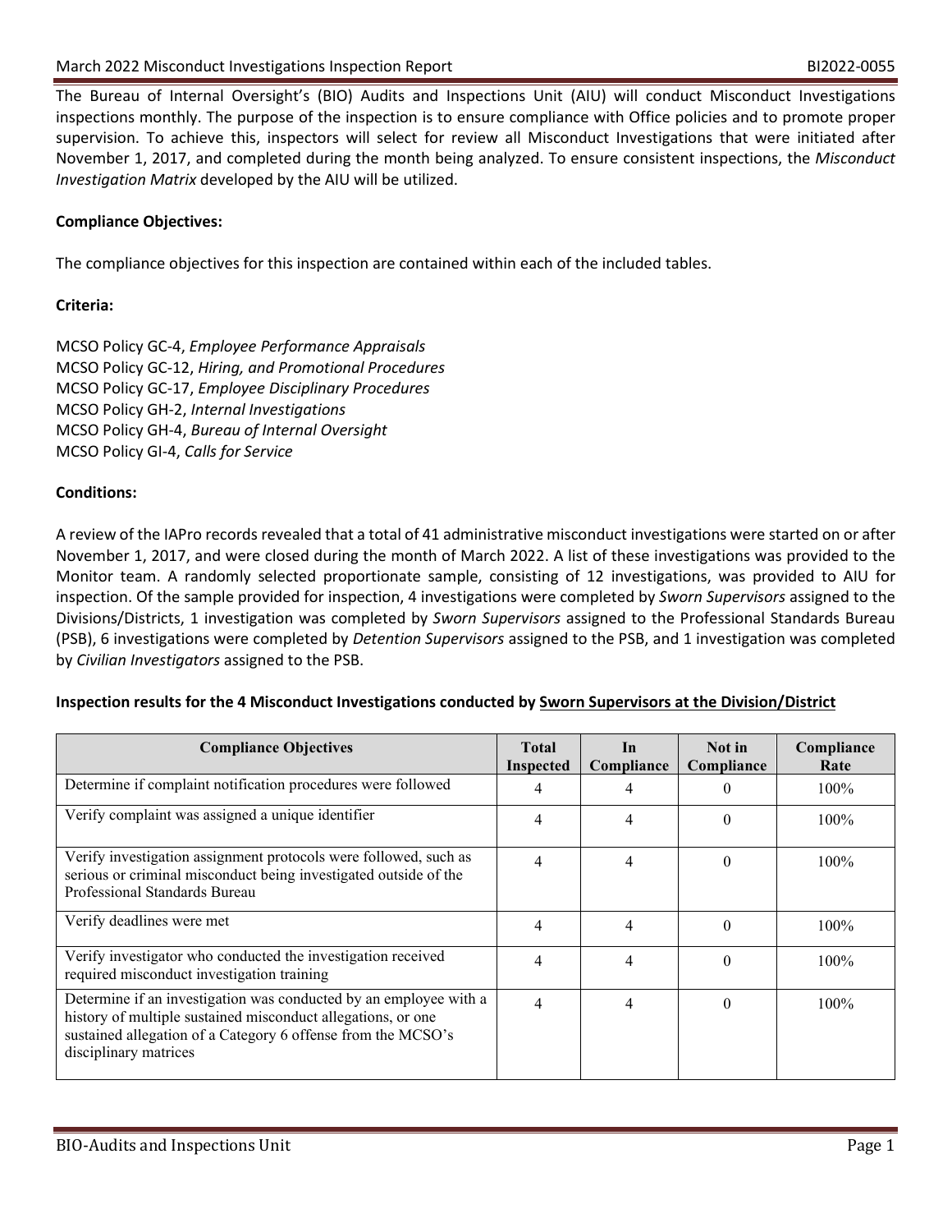The Bureau of Internal Oversight's (BIO) Audits and Inspections Unit (AIU) will conduct Misconduct Investigations inspections monthly. The purpose of the inspection is to ensure compliance with Office policies and to promote proper supervision. To achieve this, inspectors will select for review all Misconduct Investigations that were initiated after November 1, 2017, and completed during the month being analyzed. To ensure consistent inspections, the *Misconduct Investigation Matrix* developed by the AIU will be utilized.

**Compliance Objectives:**

The compliance objectives for this inspection are contained within each of the included tables.

**Criteria:**

MCSO Policy GC-4, *Employee Performance Appraisals*
MCSO Policy GC-12, *Hiring, and Promotional Procedures*
MCSO Policy GC-17, *Employee Disciplinary Procedures*
MCSO Policy GH-2, *Internal Investigations*
MCSO Policy GH-4, *Bureau of Internal Oversight*
MCSO Policy GI-4, *Calls for Service*

**Conditions:**

A review of the IAPro records revealed that a total of 41 administrative misconduct investigations were started on or after November 1, 2017, and were closed during the month of March 2022. A list of these investigations was provided to the Monitor team. A randomly selected proportionate sample, consisting of 12 investigations, was provided to AIU for inspection. Of the sample provided for inspection, 4 investigations were completed by *Sworn Supervisors* assigned to the Divisions/Districts, 1 investigation was completed by *Sworn Supervisors* assigned to the Professional Standards Bureau (PSB), 6 investigations were completed by *Detention Supervisors* assigned to the PSB, and 1 investigation was completed by *Civilian Investigators* assigned to the PSB.

**Inspection results for the 4 Misconduct Investigations conducted by Sworn Supervisors at the Division/District**

| Compliance Objectives | Total Inspected | In Compliance | Not in Compliance | Compliance Rate |
|---|---|---|---|---|
| Determine if complaint notification procedures were followed | 4 | 4 | 0 | 100% |
| Verify complaint was assigned a unique identifier | 4 | 4 | 0 | 100% |
| Verify investigation assignment protocols were followed, such as serious or criminal misconduct being investigated outside of the Professional Standards Bureau | 4 | 4 | 0 | 100% |
| Verify deadlines were met | 4 | 4 | 0 | 100% |
| Verify investigator who conducted the investigation received required misconduct investigation training | 4 | 4 | 0 | 100% |
| Determine if an investigation was conducted by an employee with a history of multiple sustained misconduct allegations, or one sustained allegation of a Category 6 offense from the MCSO's disciplinary matrices | 4 | 4 | 0 | 100% |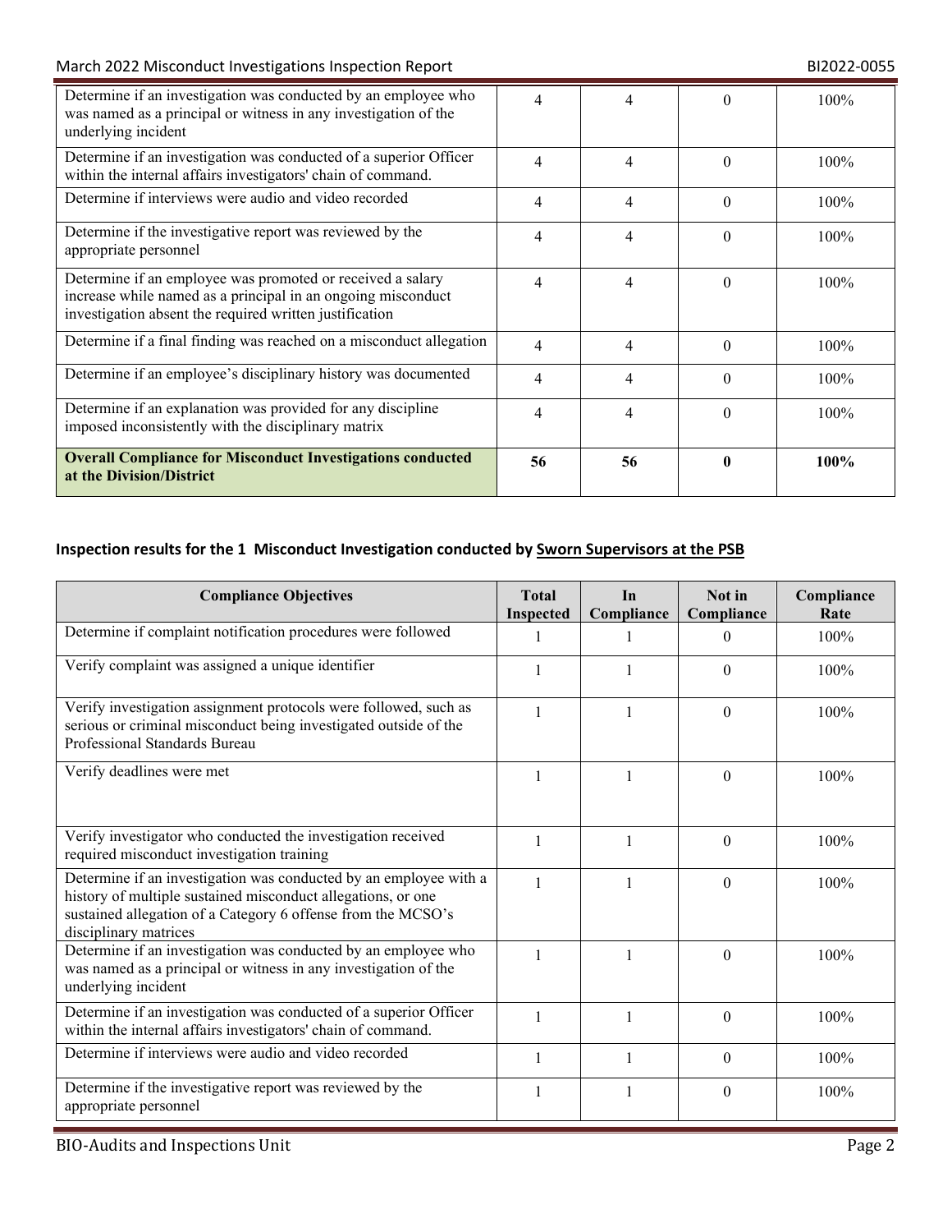| | | | | |
|---|---|---|---|---|
| Determine if an investigation was conducted by an employee who was named as a principal or witness in any investigation of the underlying incident | 4 | 4 | 0 | 100% |
| Determine if an investigation was conducted of a superior Officer within the internal affairs investigators' chain of command. | 4 | 4 | 0 | 100% |
| Determine if interviews were audio and video recorded | 4 | 4 | 0 | 100% |
| Determine if the investigative report was reviewed by the appropriate personnel | 4 | 4 | 0 | 100% |
| Determine if an employee was promoted or received a salary increase while named as a principal in an ongoing misconduct investigation absent the required written justification | 4 | 4 | 0 | 100% |
| Determine if a final finding was reached on a misconduct allegation | 4 | 4 | 0 | 100% |
| Determine if an employee's disciplinary history was documented | 4 | 4 | 0 | 100% |
| Determine if an explanation was provided for any discipline imposed inconsistently with the disciplinary matrix | 4 | 4 | 0 | 100% |
| **Overall Compliance for Misconduct Investigations conducted at the Division/District** | **56** | **56** | **0** | **100%** |

**Inspection results for the 1 Misconduct Investigation conducted by Sworn Supervisors at the PSB**

| Compliance Objectives | Total Inspected | In Compliance | Not in Compliance | Compliance Rate |
|---|---|---|---|---|
| Determine if complaint notification procedures were followed | 1 | 1 | 0 | 100% |
| Verify complaint was assigned a unique identifier | 1 | 1 | 0 | 100% |
| Verify investigation assignment protocols were followed, such as serious or criminal misconduct being investigated outside of the Professional Standards Bureau | 1 | 1 | 0 | 100% |
| Verify deadlines were met | 1 | 1 | 0 | 100% |
| Verify investigator who conducted the investigation received required misconduct investigation training | 1 | 1 | 0 | 100% |
| Determine if an investigation was conducted by an employee with a history of multiple sustained misconduct allegations, or one sustained allegation of a Category 6 offense from the MCSO's disciplinary matrices | 1 | 1 | 0 | 100% |
| Determine if an investigation was conducted by an employee who was named as a principal or witness in any investigation of the underlying incident | 1 | 1 | 0 | 100% |
| Determine if an investigation was conducted of a superior Officer within the internal affairs investigators' chain of command. | 1 | 1 | 0 | 100% |
| Determine if interviews were audio and video recorded | 1 | 1 | 0 | 100% |
| Determine if the investigative report was reviewed by the appropriate personnel | 1 | 1 | 0 | 100% |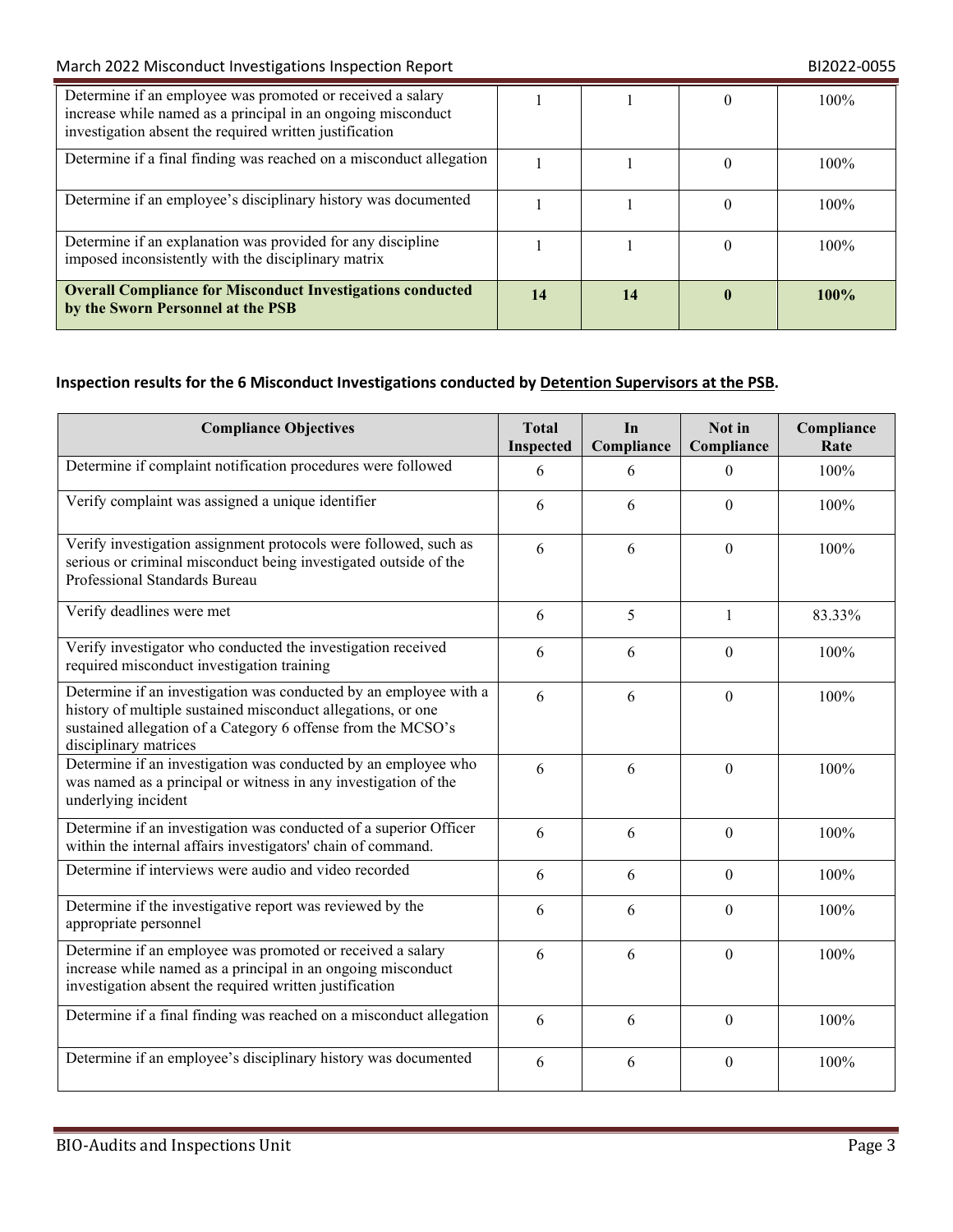| Determine if an employee was promoted or received a salary increase while named as a principal in an ongoing misconduct investigation absent the required written justification | 1 | 1 | 0 | 100% |
|---|---|---|---|---|
| Determine if a final finding was reached on a misconduct allegation | 1 | 1 | 0 | 100% |
| Determine if an employee's disciplinary history was documented | 1 | 1 | 0 | 100% |
| Determine if an explanation was provided for any discipline imposed inconsistently with the disciplinary matrix | 1 | 1 | 0 | 100% |
| **Overall Compliance for Misconduct Investigations conducted by the Sworn Personnel at the PSB** | **14** | **14** | **0** | **100%** |

**Inspection results for the 6 Misconduct Investigations conducted by Detention Supervisors at the PSB.**

| Compliance Objectives | Total Inspected | In Compliance | Not in Compliance | Compliance Rate |
|---|---|---|---|---|
| Determine if complaint notification procedures were followed | 6 | 6 | 0 | 100% |
| Verify complaint was assigned a unique identifier | 6 | 6 | 0 | 100% |
| Verify investigation assignment protocols were followed, such as serious or criminal misconduct being investigated outside of the Professional Standards Bureau | 6 | 6 | 0 | 100% |
| Verify deadlines were met | 6 | 5 | 1 | 83.33% |
| Verify investigator who conducted the investigation received required misconduct investigation training | 6 | 6 | 0 | 100% |
| Determine if an investigation was conducted by an employee with a history of multiple sustained misconduct allegations, or one sustained allegation of a Category 6 offense from the MCSO's disciplinary matrices | 6 | 6 | 0 | 100% |
| Determine if an investigation was conducted by an employee who was named as a principal or witness in any investigation of the underlying incident | 6 | 6 | 0 | 100% |
| Determine if an investigation was conducted of a superior Officer within the internal affairs investigators' chain of command. | 6 | 6 | 0 | 100% |
| Determine if interviews were audio and video recorded | 6 | 6 | 0 | 100% |
| Determine if the investigative report was reviewed by the appropriate personnel | 6 | 6 | 0 | 100% |
| Determine if an employee was promoted or received a salary increase while named as a principal in an ongoing misconduct investigation absent the required written justification | 6 | 6 | 0 | 100% |
| Determine if a final finding was reached on a misconduct allegation | 6 | 6 | 0 | 100% |
| Determine if an employee's disciplinary history was documented | 6 | 6 | 0 | 100% |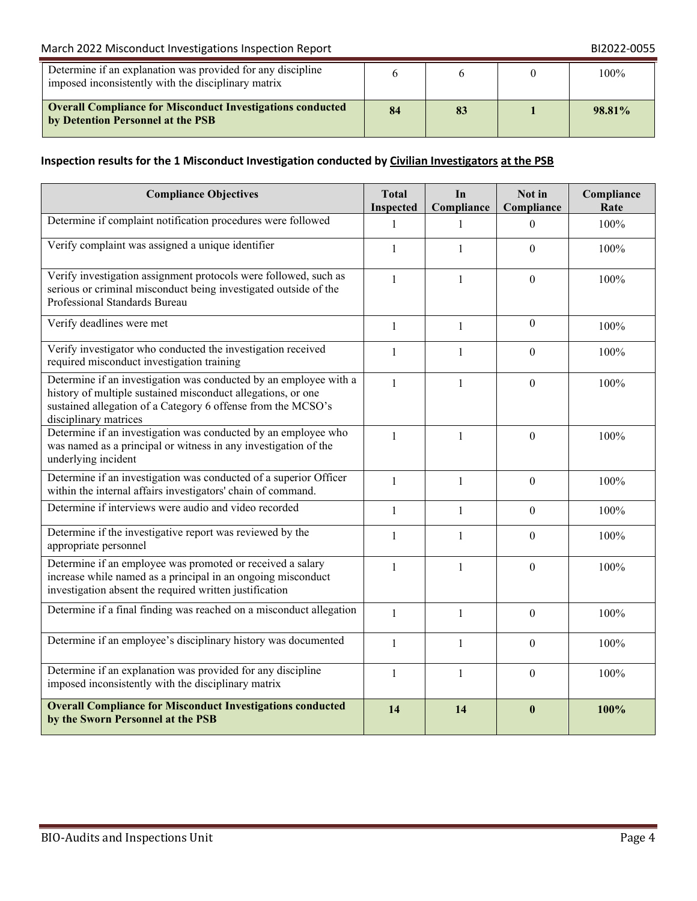| | | | | |
|---|---|---|---|---|
| Determine if an explanation was provided for any discipline imposed inconsistently with the disciplinary matrix | 6 | 6 | 0 | 100% |
| **Overall Compliance for Misconduct Investigations conducted by Detention Personnel at the PSB** | **84** | **83** | **1** | **98.81%** |

### Inspection results for the 1 Misconduct Investigation conducted by Civilian Investigators at the PSB

| Compliance Objectives | Total Inspected | In Compliance | Not in Compliance | Compliance Rate |
|---|---|---|---|---|
| Determine if complaint notification procedures were followed | 1 | 1 | 0 | 100% |
| Verify complaint was assigned a unique identifier | 1 | 1 | 0 | 100% |
| Verify investigation assignment protocols were followed, such as serious or criminal misconduct being investigated outside of the Professional Standards Bureau | 1 | 1 | 0 | 100% |
| Verify deadlines were met | 1 | 1 | 0 | 100% |
| Verify investigator who conducted the investigation received required misconduct investigation training | 1 | 1 | 0 | 100% |
| Determine if an investigation was conducted by an employee with a history of multiple sustained misconduct allegations, or one sustained allegation of a Category 6 offense from the MCSO's disciplinary matrices | 1 | 1 | 0 | 100% |
| Determine if an investigation was conducted by an employee who was named as a principal or witness in any investigation of the underlying incident | 1 | 1 | 0 | 100% |
| Determine if an investigation was conducted of a superior Officer within the internal affairs investigators' chain of command. | 1 | 1 | 0 | 100% |
| Determine if interviews were audio and video recorded | 1 | 1 | 0 | 100% |
| Determine if the investigative report was reviewed by the appropriate personnel | 1 | 1 | 0 | 100% |
| Determine if an employee was promoted or received a salary increase while named as a principal in an ongoing misconduct investigation absent the required written justification | 1 | 1 | 0 | 100% |
| Determine if a final finding was reached on a misconduct allegation | 1 | 1 | 0 | 100% |
| Determine if an employee's disciplinary history was documented | 1 | 1 | 0 | 100% |
| Determine if an explanation was provided for any discipline imposed inconsistently with the disciplinary matrix | 1 | 1 | 0 | 100% |
| **Overall Compliance for Misconduct Investigations conducted by the Sworn Personnel at the PSB** | **14** | **14** | **0** | **100%** |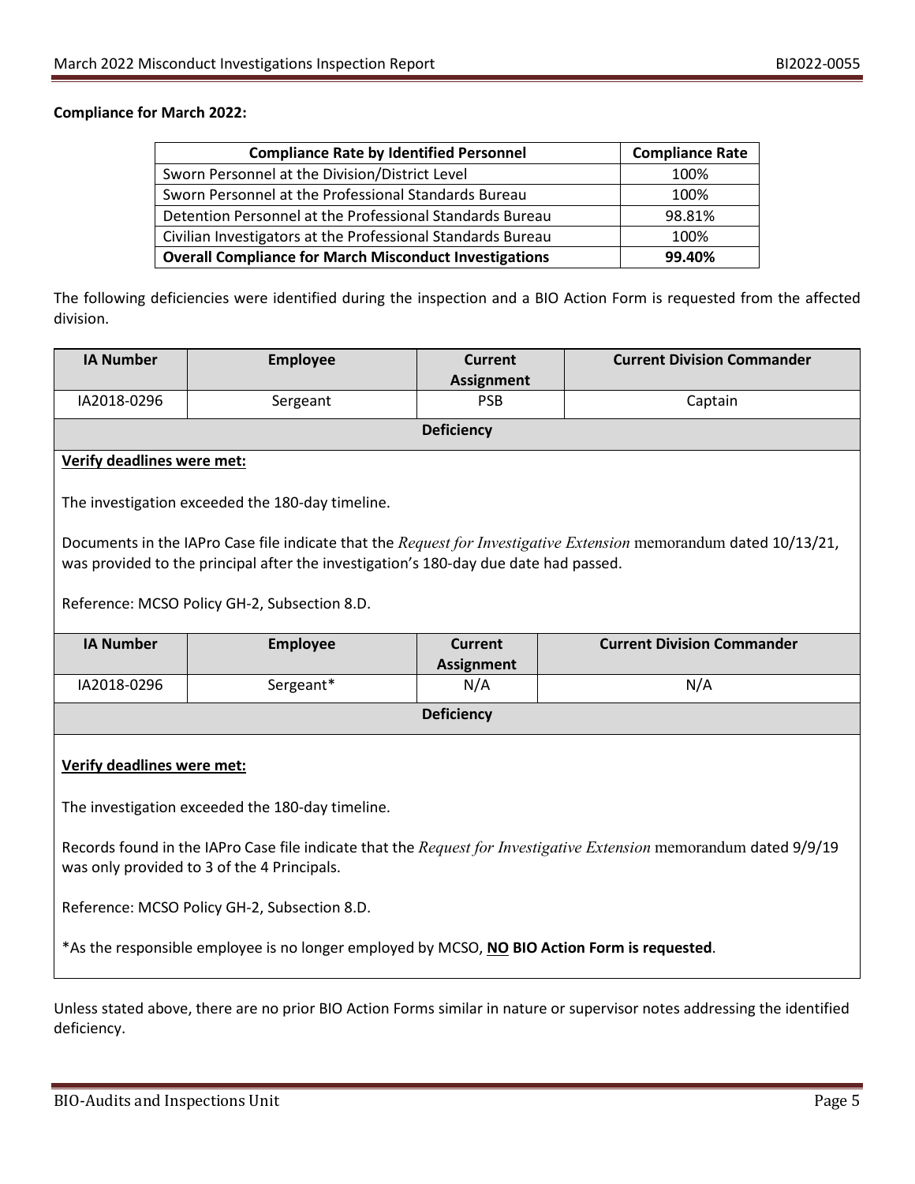**Compliance for March 2022:**

| Compliance Rate by Identified Personnel | Compliance Rate |
|---|---|
| Sworn Personnel at the Division/District Level | 100% |
| Sworn Personnel at the Professional Standards Bureau | 100% |
| Detention Personnel at the Professional Standards Bureau | 98.81% |
| Civilian Investigators at the Professional Standards Bureau | 100% |
| **Overall Compliance for March Misconduct Investigations** | **99.40%** |

The following deficiencies were identified during the inspection and a BIO Action Form is requested from the affected division.

| IA Number | Employee | Current Assignment | Current Division Commander |
|---|---|---|---|
| IA2018-0296 | Sergeant | PSB | Captain |

**Deficiency**

**Verify deadlines were met:**

The investigation exceeded the 180-day timeline.

Documents in the IAPro Case file indicate that the *Request for Investigative Extension* memorandum dated 10/13/21, was provided to the principal after the investigation's 180-day due date had passed.

Reference: MCSO Policy GH-2, Subsection 8.D.

| IA Number | Employee | Current Assignment | Current Division Commander |
|---|---|---|---|
| IA2018-0296 | Sergeant* | N/A | N/A |

**Deficiency**

**Verify deadlines were met:**

The investigation exceeded the 180-day timeline.

Records found in the IAPro Case file indicate that the *Request for Investigative Extension* memorandum dated 9/9/19 was only provided to 3 of the 4 Principals.

Reference: MCSO Policy GH-2, Subsection 8.D.

*As the responsible employee is no longer employed by MCSO, **NO BIO Action Form is requested**.

Unless stated above, there are no prior BIO Action Forms similar in nature or supervisor notes addressing the identified deficiency.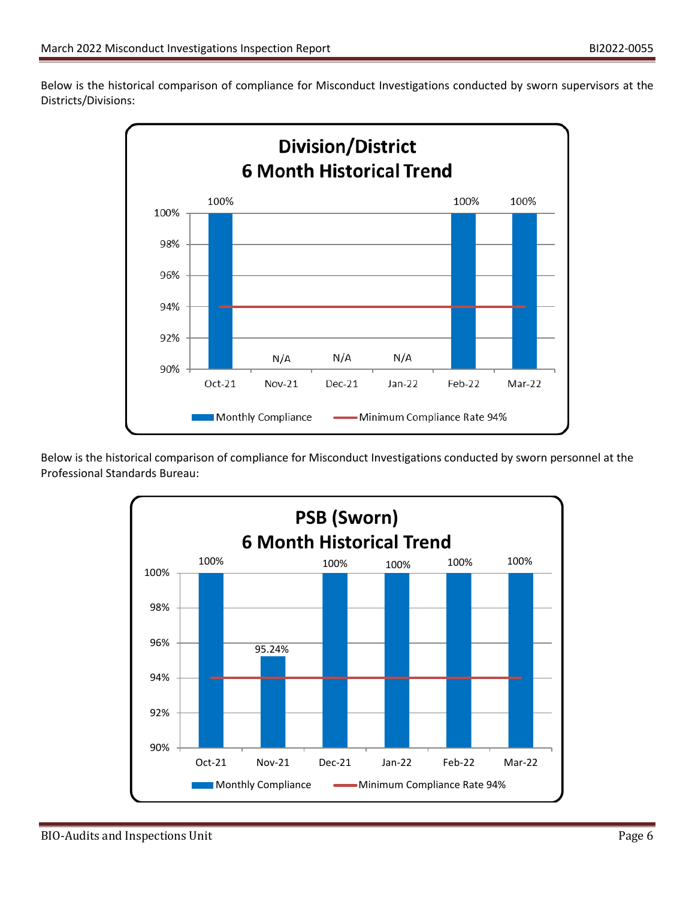Below is the historical comparison of compliance for Misconduct Investigations conducted by sworn supervisors at the Districts/Divisions:

**Division/District 6 Month Historical Trend**

| Month | Monthly Compliance | Minimum Compliance Rate |
| --- | --- | --- |
| Oct-21 | 100% | 94% |
| Nov-21 | N/A | 94% |
| Dec-21 | N/A | 94% |
| Jan-22 | N/A | 94% |
| Feb-22 | 100% | 94% |
| Mar-22 | 100% | 94% |

Below is the historical comparison of compliance for Misconduct Investigations conducted by sworn personnel at the Professional Standards Bureau:

**PSB (Sworn) 6 Month Historical Trend**

| Month | Monthly Compliance | Minimum Compliance Rate |
| --- | --- | --- |
| Oct-21 | 100% | 94% |
| Nov-21 | 95.24% | 94% |
| Dec-21 | 100% | 94% |
| Jan-22 | 100% | 94% |
| Feb-22 | 100% | 94% |
| Mar-22 | 100% | 94% |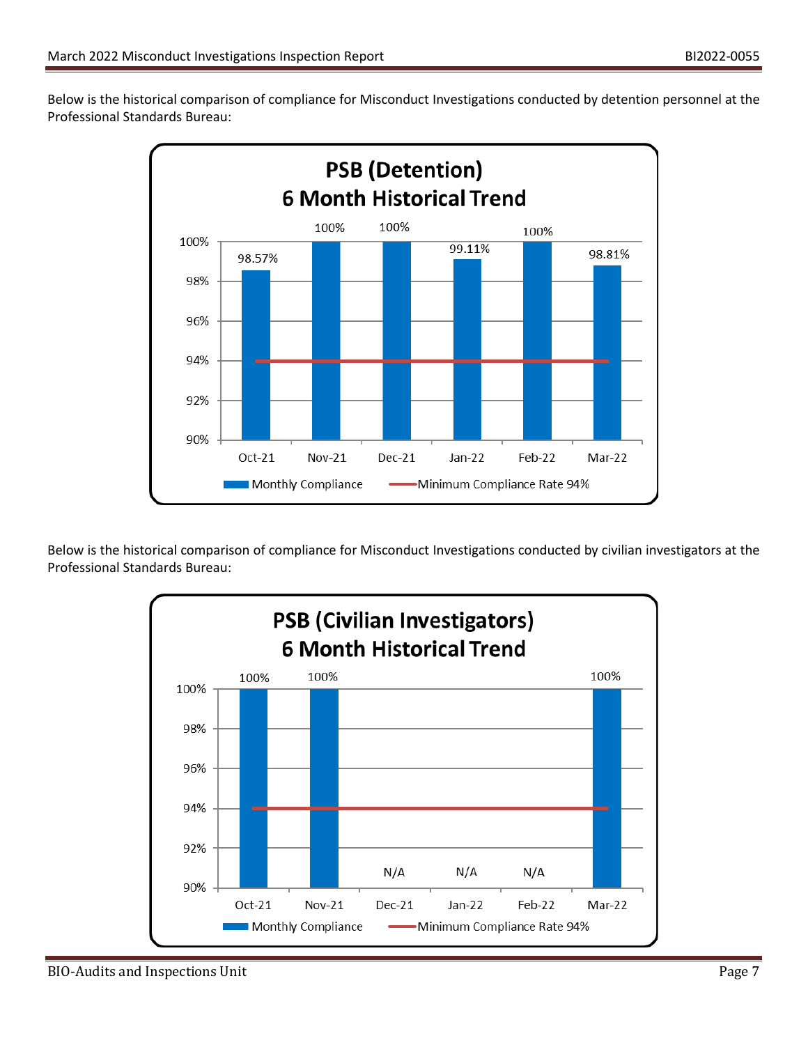Below is the historical comparison of compliance for Misconduct Investigations conducted by detention personnel at the Professional Standards Bureau:

**PSB (Detention) 6 Month Historical Trend**

| Month | Monthly Compliance | Minimum Compliance Rate 94% |
|---|---|---|
| Oct-21 | 98.57% | 94% |
| Nov-21 | 100% | 94% |
| Dec-21 | 100% | 94% |
| Jan-22 | 99.11% | 94% |
| Feb-22 | 100% | 94% |
| Mar-22 | 98.81% | 94% |

Below is the historical comparison of compliance for Misconduct Investigations conducted by civilian investigators at the Professional Standards Bureau:

**PSB (Civilian Investigators) 6 Month Historical Trend**

| Month | Monthly Compliance | Minimum Compliance Rate 94% |
|---|---|---|
| Oct-21 | 100% | 94% |
| Nov-21 | 100% | 94% |
| Dec-21 | N/A | 94% |
| Jan-22 | N/A | 94% |
| Feb-22 | N/A | 94% |
| Mar-22 | 100% | 94% |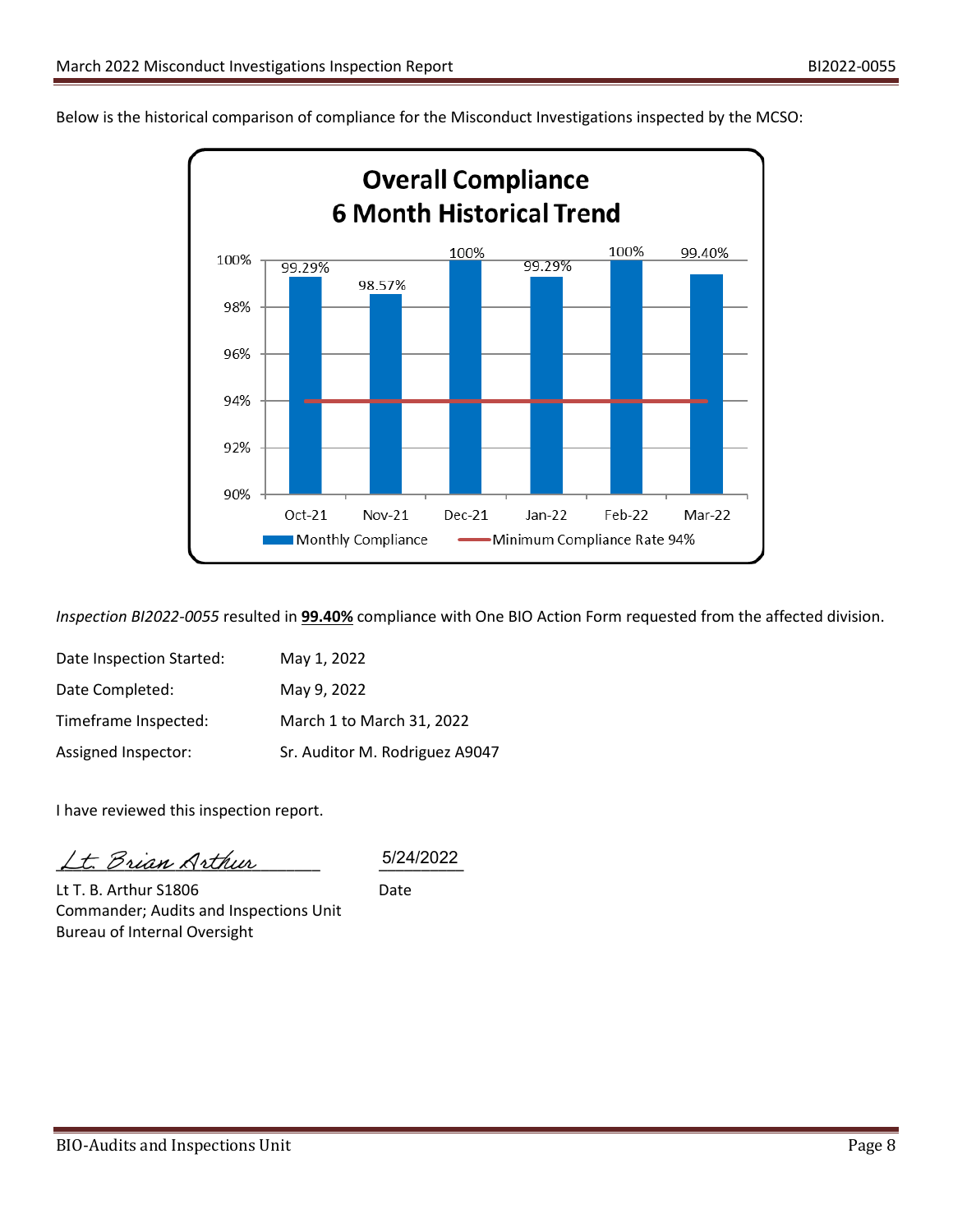Below is the historical comparison of compliance for the Misconduct Investigations inspected by the MCSO:

Overall Compliance
6 Month Historical Trend

100%
98%
96%
94%
92%
90%

99.29%
98.57%
100%
99.29%
100%
99.40%

Oct-21
Nov-21
Dec-21
Jan-22
Feb-22
Mar-22

Monthly Compliance
Minimum Compliance Rate 94%

*Inspection BI2022-0055* resulted in **99.40%** compliance with One BIO Action Form requested from the affected division.

| | |
|---|---|
| Date Inspection Started: | May 1, 2022 |
| Date Completed: | May 9, 2022 |
| Timeframe Inspected: | March 1 to March 31, 2022 |
| Assigned Inspector: | Sr. Auditor M. Rodriguez A9047 |

I have reviewed this inspection report.

Lt. Brian Arthur ________________ 5/24/2022

Lt T. B. Arthur S1806
Commander; Audits and Inspections Unit
Bureau of Internal Oversight

Date